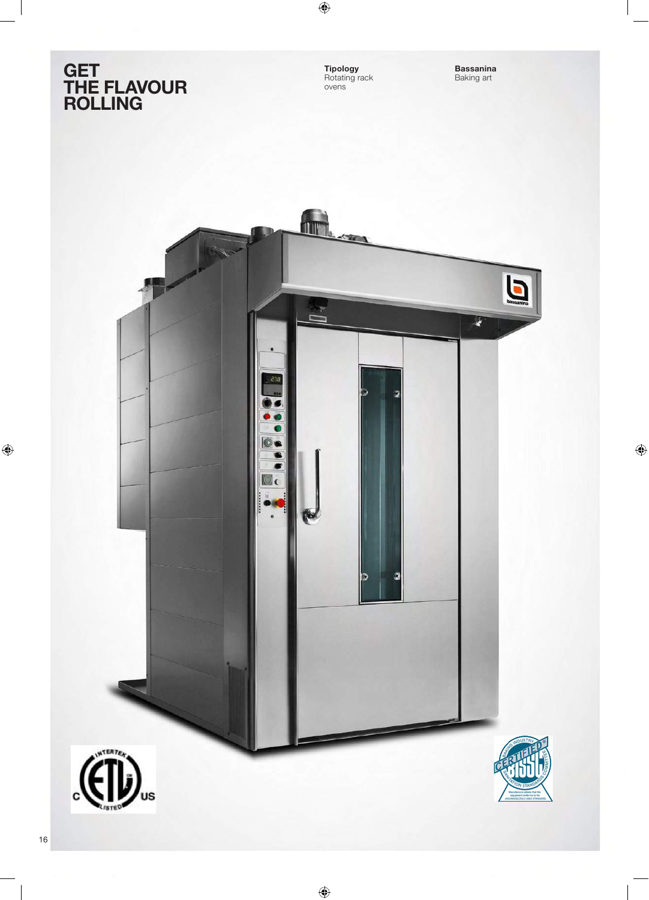# GET THE FLAVOUR ROLLING

**Tipology**
Rotating rack ovens

**Bassanina**
Baking art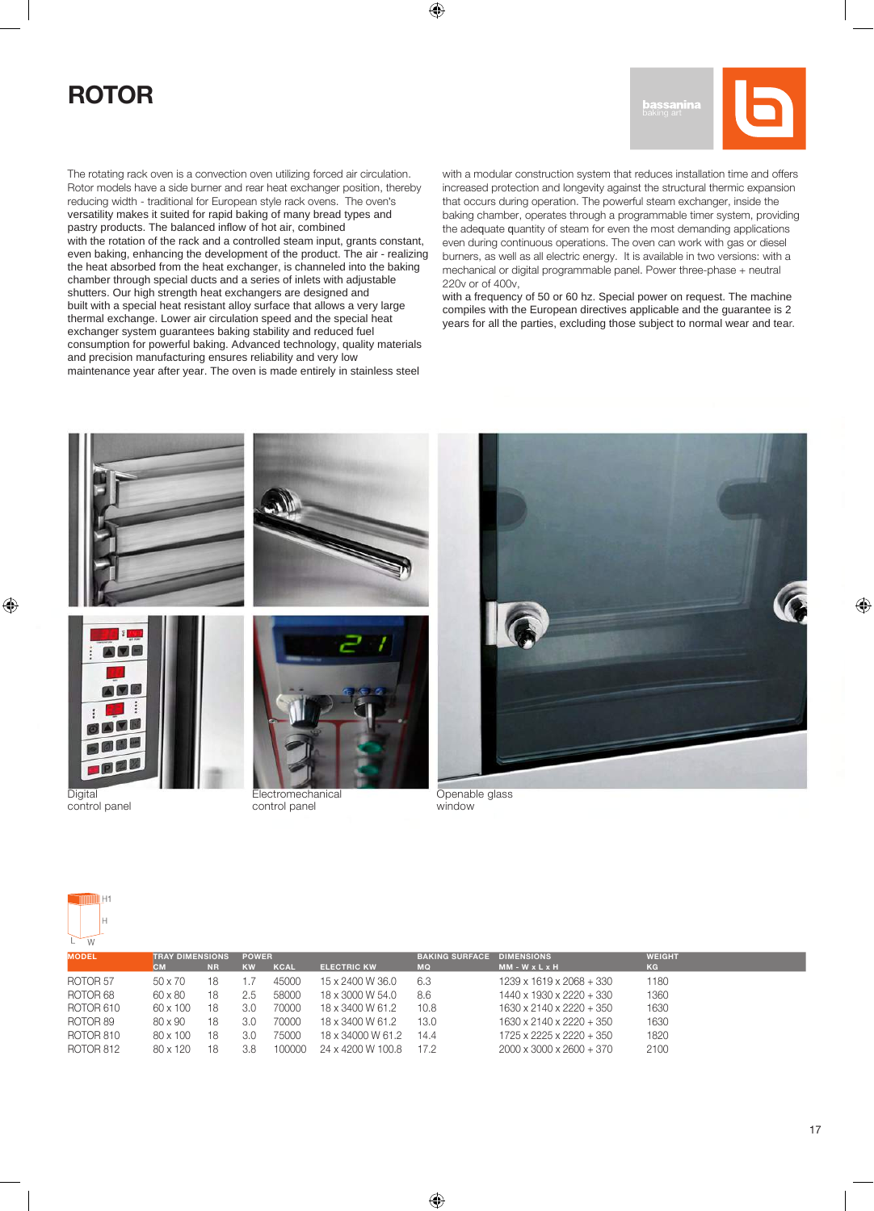# ROTOR

The rotating rack oven is a convection oven utilizing forced air circulation. Rotor models have a side burner and rear heat exchanger position, thereby reducing width - traditional for European style rack ovens. The oven's versatility makes it suited for rapid baking of many bread types and pastry products. The balanced inflow of hot air, combined with the rotation of the rack and a controlled steam input, grants constant, even baking, enhancing the development of the product. The air - realizing the heat absorbed from the heat exchanger, is channeled into the baking chamber through special ducts and a series of inlets with adjustable shutters. Our high strength heat exchangers are designed and built with a special heat resistant alloy surface that allows a very large thermal exchange. Lower air circulation speed and the special heat exchanger system guarantees baking stability and reduced fuel consumption for powerful baking. Advanced technology, quality materials and precision manufacturing ensures reliability and very low maintenance year after year. The oven is made entirely in stainless steel with a modular construction system that reduces installation time and offers increased protection and longevity against the structural thermic expansion that occurs during operation. The powerful steam exchanger, inside the baking chamber, operates through a programmable timer system, providing the adequate quantity of steam for even the most demanding applications even during continuous operations. The oven can work with gas or diesel burners, as well as all electric energy. It is available in two versions: with a mechanical or digital programmable panel. Power three-phase + neutral 220v or of 400v,
with a frequency of 50 or 60 hz. Special power on request. The machine compiles with the European directives applicable and the guarantee is 2 years for all the parties, excluding those subject to normal wear and tear.

Digital control panel

Electromechanical control panel

Openable glass window

| MODEL | TRAY DIMENSIONS CM | NR | POWER KW | KCAL | ELECTRIC KW | BAKING SURFACE MQ | DIMENSIONS MM - W x L x H | WEIGHT KG |
|---|---|---|---|---|---|---|---|---|
| ROTOR 57 | 50 x 70 | 18 | 1.7 | 45000 | 15 x 2400 W 36.0 | 6.3 | 1239 x 1619 x 2068 + 330 | 1180 |
| ROTOR 68 | 60 x 80 | 18 | 2.5 | 58000 | 18 x 3000 W 54.0 | 8.6 | 1440 x 1930 x 2220 + 330 | 1360 |
| ROTOR 610 | 60 x 100 | 18 | 3.0 | 70000 | 18 x 3400 W 61.2 | 10.8 | 1630 x 2140 x 2220 + 350 | 1630 |
| ROTOR 89 | 80 x 90 | 18 | 3.0 | 70000 | 18 x 3400 W 61.2 | 13.0 | 1630 x 2140 x 2220 + 350 | 1630 |
| ROTOR 810 | 80 x 100 | 18 | 3.0 | 75000 | 18 x 34000 W 61.2 | 14.4 | 1725 x 2225 x 2220 + 350 | 1820 |
| ROTOR 812 | 80 x 120 | 18 | 3.8 | 100000 | 24 x 4200 W 100.8 | 17.2 | 2000 x 3000 x 2600 + 370 | 2100 |